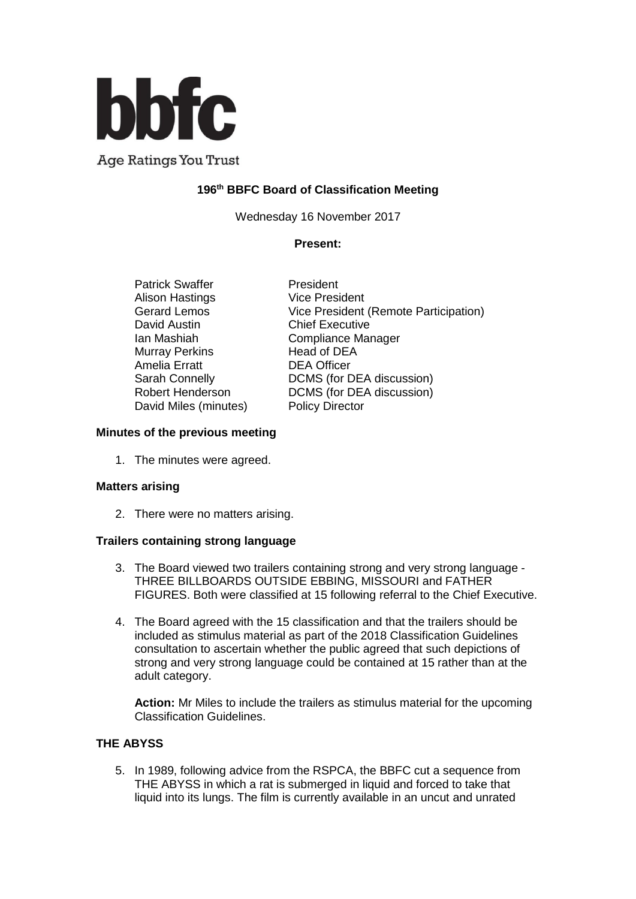**bbfc**

Age Ratings You Trust

## 196th BBFC Board of Classification Meeting

Wednesday 16 November 2017

**Present:**

| | |
|---|---|
| Patrick Swaffer | President |
| Alison Hastings | Vice President |
| Gerard Lemos | Vice President (Remote Participation) |
| David Austin | Chief Executive |
| Ian Mashiah | Compliance Manager |
| Murray Perkins | Head of DEA |
| Amelia Erratt | DEA Officer |
| Sarah Connelly | DCMS (for DEA discussion) |
| Robert Henderson | DCMS (for DEA discussion) |
| David Miles (minutes) | Policy Director |

### Minutes of the previous meeting

1. The minutes were agreed.

### Matters arising

2. There were no matters arising.

### Trailers containing strong language

3. The Board viewed two trailers containing strong and very strong language - THREE BILLBOARDS OUTSIDE EBBING, MISSOURI and FATHER FIGURES. Both were classified at 15 following referral to the Chief Executive.

4. The Board agreed with the 15 classification and that the trailers should be included as stimulus material as part of the 2018 Classification Guidelines consultation to ascertain whether the public agreed that such depictions of strong and very strong language could be contained at 15 rather than at the adult category.

   **Action:** Mr Miles to include the trailers as stimulus material for the upcoming Classification Guidelines.

### THE ABYSS

5. In 1989, following advice from the RSPCA, the BBFC cut a sequence from THE ABYSS in which a rat is submerged in liquid and forced to take that liquid into its lungs. The film is currently available in an uncut and unrated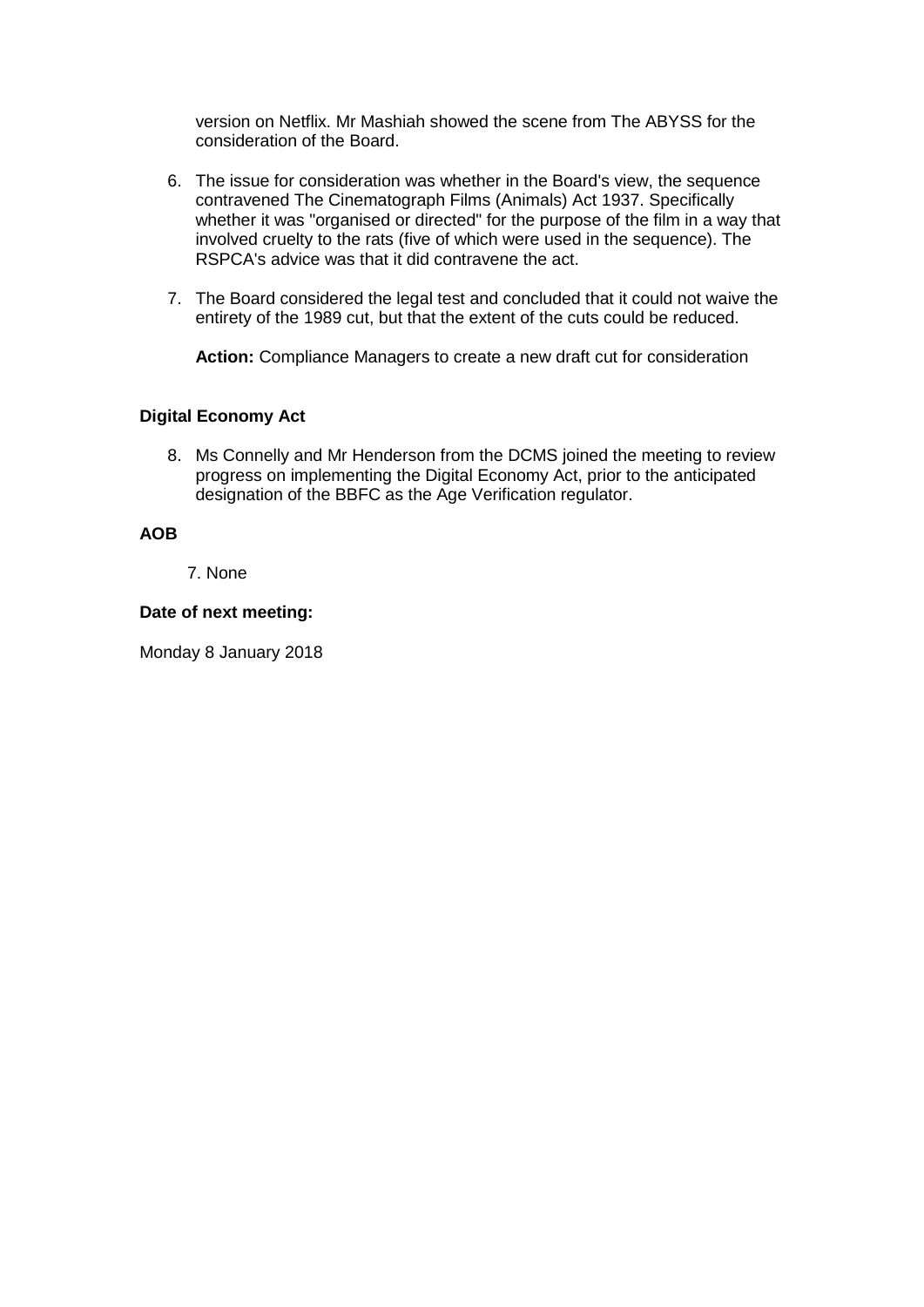version on Netflix. Mr Mashiah showed the scene from The ABYSS for the consideration of the Board.

6. The issue for consideration was whether in the Board's view, the sequence contravened The Cinematograph Films (Animals) Act 1937. Specifically whether it was "organised or directed" for the purpose of the film in a way that involved cruelty to the rats (five of which were used in the sequence). The RSPCA's advice was that it did contravene the act.

7. The Board considered the legal test and concluded that it could not waive the entirety of the 1989 cut, but that the extent of the cuts could be reduced.

   **Action:** Compliance Managers to create a new draft cut for consideration

**Digital Economy Act**

8. Ms Connelly and Mr Henderson from the DCMS joined the meeting to review progress on implementing the Digital Economy Act, prior to the anticipated designation of the BBFC as the Age Verification regulator.

**AOB**

7. None

**Date of next meeting:**

Monday 8 January 2018